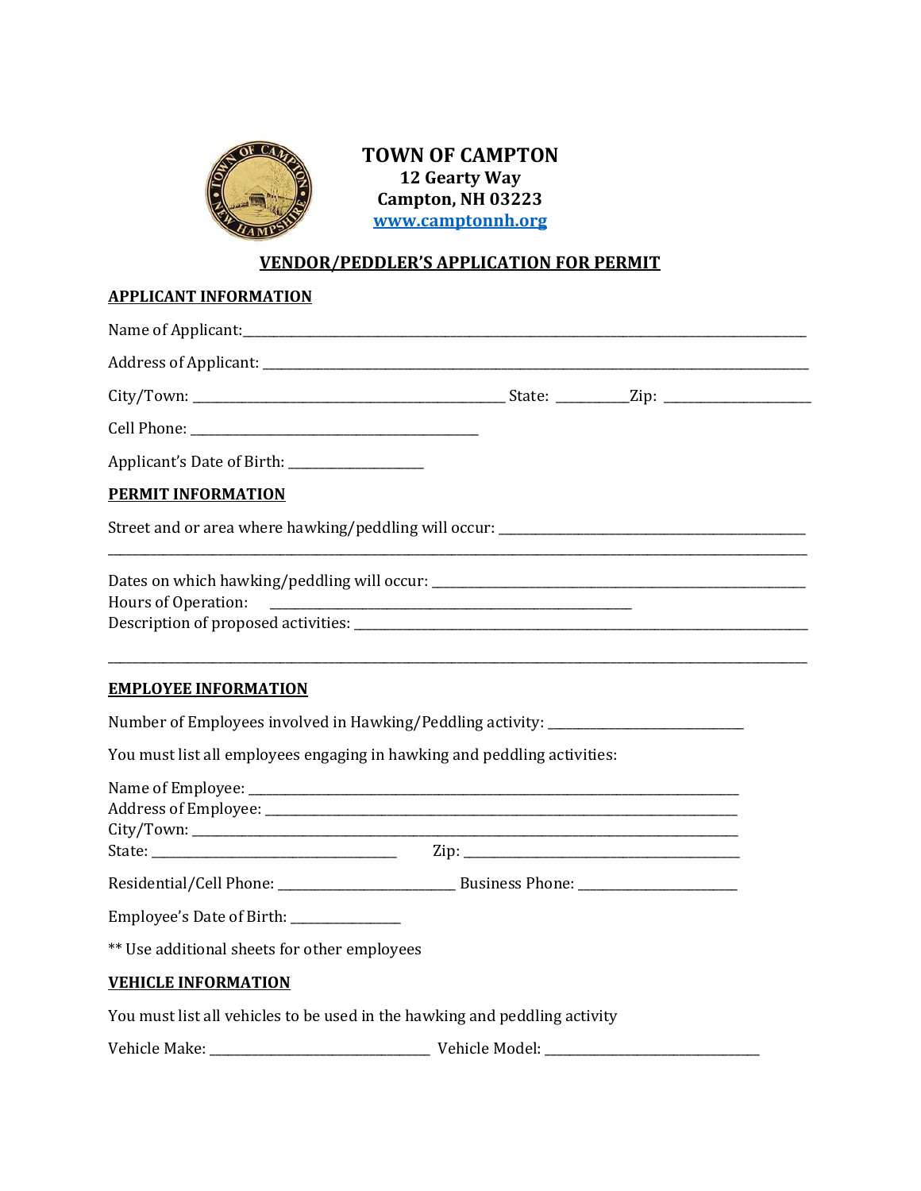# TOWN OF CAMPTON

**12 Gearty Way**
**Campton, NH 03223**
**www.camptonnh.org**

## VENDOR/PEDDLER'S APPLICATION FOR PERMIT

### APPLICANT INFORMATION

Name of Applicant:____________________________________________________________________________

Address of Applicant: __________________________________________________________________________

City/Town: ______________________________________ State: _________Zip: ____________________

Cell Phone: ________________________________________

Applicant's Date of Birth: __________________

### PERMIT INFORMATION

Street and or area where hawking/peddling will occur: _____________________________________________

______________________________________________________________________________________________

Dates on which hawking/peddling will occur: ____________________________________________________

Hours of Operation: ____________________________________________________

Description of proposed activities: ______________________________________________________________

______________________________________________________________________________________________

### EMPLOYEE INFORMATION

Number of Employees involved in Hawking/Peddling activity: ___________________________

You must list all employees engaging in hawking and peddling activities:

Name of Employee: ______________________________________________________________________

Address of Employee: ____________________________________________________________________

City/Town: _____________________________________________________________________________

State: ____________________________________ Zip: ______________________________________

Residential/Cell Phone: _________________________ Business Phone: ______________________

Employee's Date of Birth: _______________

** Use additional sheets for other employees

### VEHICLE INFORMATION

You must list all vehicles to be used in the hawking and peddling activity

Vehicle Make: ________________________________ Vehicle Model: ________________________________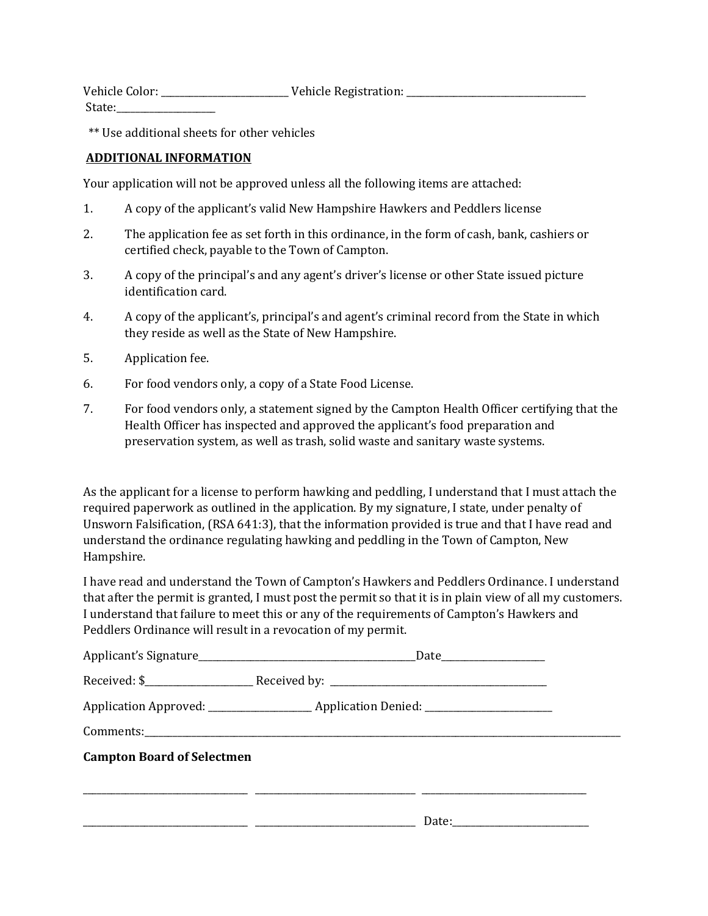Vehicle Color: __________________________ Vehicle Registration: ____________________________________
State:____________________

** Use additional sheets for other vehicles

**ADDITIONAL INFORMATION**

Your application will not be approved unless all the following items are attached:

1. A copy of the applicant's valid New Hampshire Hawkers and Peddlers license
2. The application fee as set forth in this ordinance, in the form of cash, bank, cashiers or certified check, payable to the Town of Campton.
3. A copy of the principal's and any agent's driver's license or other State issued picture identification card.
4. A copy of the applicant's, principal's and agent's criminal record from the State in which they reside as well as the State of New Hampshire.
5. Application fee.
6. For food vendors only, a copy of a State Food License.
7. For food vendors only, a statement signed by the Campton Health Officer certifying that the Health Officer has inspected and approved the applicant's food preparation and preservation system, as well as trash, solid waste and sanitary waste systems.

As the applicant for a license to perform hawking and peddling, I understand that I must attach the required paperwork as outlined in the application. By my signature, I state, under penalty of Unsworn Falsification, (RSA 641:3), that the information provided is true and that I have read and understand the ordinance regulating hawking and peddling in the Town of Campton, New Hampshire.

I have read and understand the Town of Campton's Hawkers and Peddlers Ordinance. I understand that after the permit is granted, I must post the permit so that it is in plain view of all my customers. I understand that failure to meet this or any of the requirements of Campton's Hawkers and Peddlers Ordinance will result in a revocation of my permit.

Applicant's Signature_______________________________________________Date_____________________

Received: $______________________ Received by: ____________________________________________

Application Approved: _____________________ Application Denied: __________________________

Comments:_____________________________________________________________________________________________________

**Campton Board of Selectmen**

__________________________________ __________________________________ __________________________________

__________________________________ __________________________________ Date:___________________________